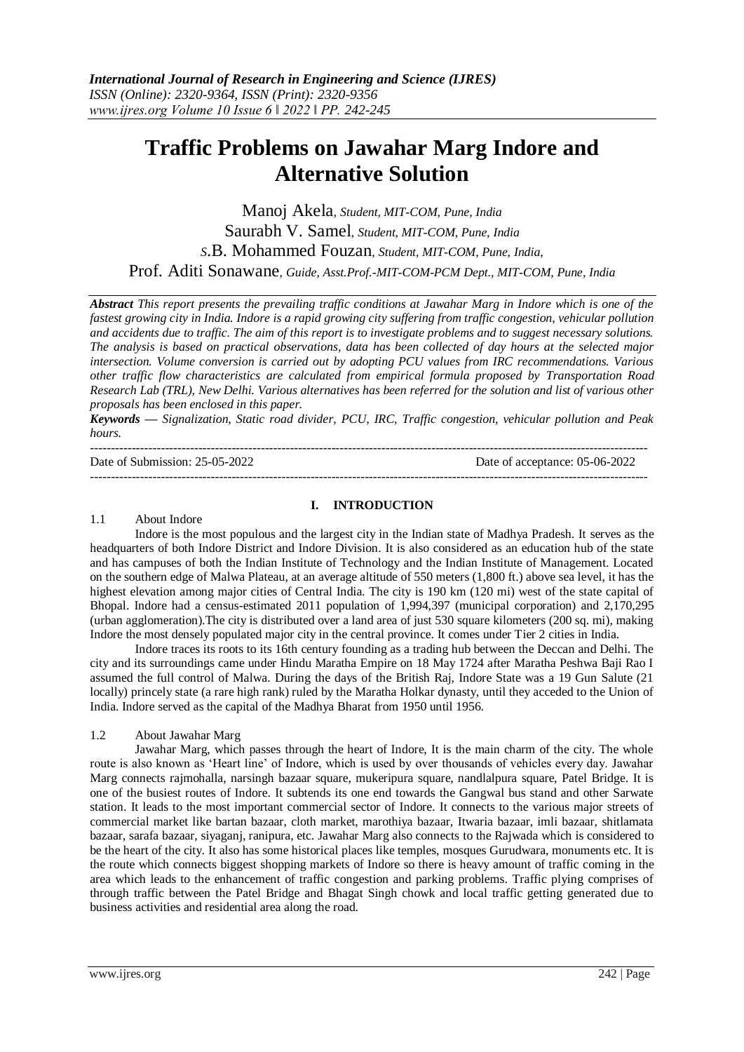# Traffic Problems on Jawahar Marg Indore and Alternative Solution

Manoj Akela, *Student, MIT-COM, Pune, India*
Saurabh V. Samel, *Student, MIT-COM, Pune, India*
*S*.B. Mohammed Fouzan, *Student, MIT-COM, Pune, India,*
Prof. Aditi Sonawane, *Guide, Asst.Prof.-MIT-COM-PCM Dept., MIT-COM, Pune, India*

***Abstract*** *This report presents the prevailing traffic conditions at Jawahar Marg in Indore which is one of the fastest growing city in India. Indore is a rapid growing city suffering from traffic congestion, vehicular pollution and accidents due to traffic. The aim of this report is to investigate problems and to suggest necessary solutions. The analysis is based on practical observations, data has been collected of day hours at the selected major intersection. Volume conversion is carried out by adopting PCU values from IRC recommendations. Various other traffic flow characteristics are calculated from empirical formula proposed by Transportation Road Research Lab (TRL), New Delhi. Various alternatives has been referred for the solution and list of various other proposals has been enclosed in this paper.*

***Keywords*** *— Signalization, Static road divider, PCU, IRC, Traffic congestion, vehicular pollution and Peak hours.*

---

Date of Submission: 25-05-2022 Date of acceptance: 05-06-2022

---

## I. INTRODUCTION

### 1.1 About Indore

Indore is the most populous and the largest city in the Indian state of Madhya Pradesh. It serves as the headquarters of both Indore District and Indore Division. It is also considered as an education hub of the state and has campuses of both the Indian Institute of Technology and the Indian Institute of Management. Located on the southern edge of Malwa Plateau, at an average altitude of 550 meters (1,800 ft.) above sea level, it has the highest elevation among major cities of Central India. The city is 190 km (120 mi) west of the state capital of Bhopal. Indore had a census-estimated 2011 population of 1,994,397 (municipal corporation) and 2,170,295 (urban agglomeration).The city is distributed over a land area of just 530 square kilometers (200 sq. mi), making Indore the most densely populated major city in the central province. It comes under Tier 2 cities in India.

Indore traces its roots to its 16th century founding as a trading hub between the Deccan and Delhi. The city and its surroundings came under Hindu Maratha Empire on 18 May 1724 after Maratha Peshwa Baji Rao I assumed the full control of Malwa. During the days of the British Raj, Indore State was a 19 Gun Salute (21 locally) princely state (a rare high rank) ruled by the Maratha Holkar dynasty, until they acceded to the Union of India. Indore served as the capital of the Madhya Bharat from 1950 until 1956.

### 1.2 About Jawahar Marg

Jawahar Marg, which passes through the heart of Indore, It is the main charm of the city. The whole route is also known as 'Heart line' of Indore, which is used by over thousands of vehicles every day. Jawahar Marg connects rajmohalla, narsingh bazaar square, mukeripura square, nandlalpura square, Patel Bridge. It is one of the busiest routes of Indore. It subtends its one end towards the Gangwal bus stand and other Sarwate station. It leads to the most important commercial sector of Indore. It connects to the various major streets of commercial market like bartan bazaar, cloth market, marothiya bazaar, Itwaria bazaar, imli bazaar, shitlamata bazaar, sarafa bazaar, siyaganj, ranipura, etc. Jawahar Marg also connects to the Rajwada which is considered to be the heart of the city. It also has some historical places like temples, mosques Gurudwara, monuments etc. It is the route which connects biggest shopping markets of Indore so there is heavy amount of traffic coming in the area which leads to the enhancement of traffic congestion and parking problems. Traffic plying comprises of through traffic between the Patel Bridge and Bhagat Singh chowk and local traffic getting generated due to business activities and residential area along the road.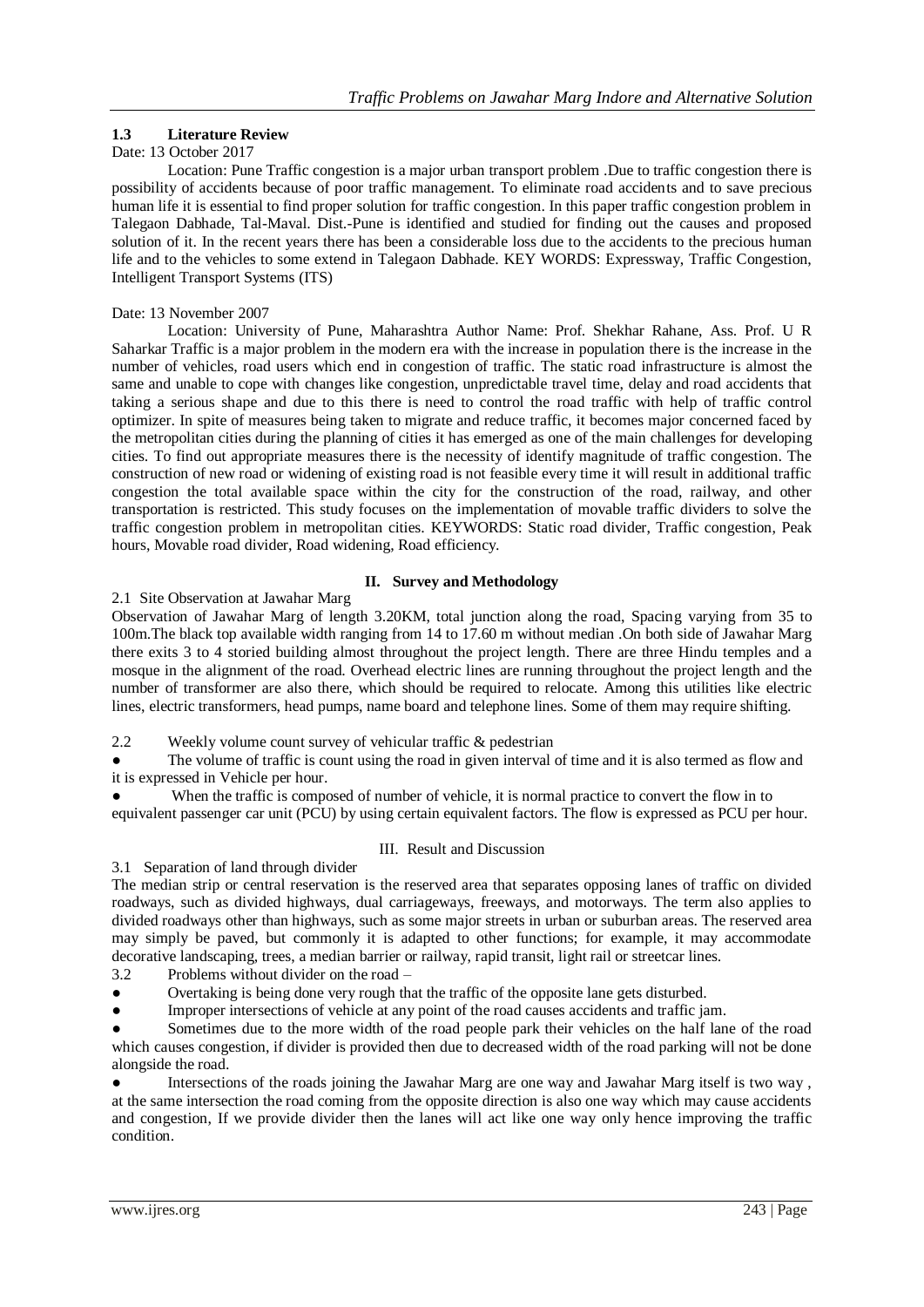### 1.3 Literature Review

Date: 13 October 2017

Location: Pune Traffic congestion is a major urban transport problem .Due to traffic congestion there is possibility of accidents because of poor traffic management. To eliminate road accidents and to save precious human life it is essential to find proper solution for traffic congestion. In this paper traffic congestion problem in Talegaon Dabhade, Tal-Maval. Dist.-Pune is identified and studied for finding out the causes and proposed solution of it. In the recent years there has been a considerable loss due to the accidents to the precious human life and to the vehicles to some extend in Talegaon Dabhade. KEY WORDS: Expressway, Traffic Congestion, Intelligent Transport Systems (ITS)

Date: 13 November 2007

Location: University of Pune, Maharashtra Author Name: Prof. Shekhar Rahane, Ass. Prof. U R Saharkar Traffic is a major problem in the modern era with the increase in population there is the increase in the number of vehicles, road users which end in congestion of traffic. The static road infrastructure is almost the same and unable to cope with changes like congestion, unpredictable travel time, delay and road accidents that taking a serious shape and due to this there is need to control the road traffic with help of traffic control optimizer. In spite of measures being taken to migrate and reduce traffic, it becomes major concerned faced by the metropolitan cities during the planning of cities it has emerged as one of the main challenges for developing cities. To find out appropriate measures there is the necessity of identify magnitude of traffic congestion. The construction of new road or widening of existing road is not feasible every time it will result in additional traffic congestion the total available space within the city for the construction of the road, railway, and other transportation is restricted. This study focuses on the implementation of movable traffic dividers to solve the traffic congestion problem in metropolitan cities. KEYWORDS: Static road divider, Traffic congestion, Peak hours, Movable road divider, Road widening, Road efficiency.

## II. Survey and Methodology

2.1 Site Observation at Jawahar Marg

Observation of Jawahar Marg of length 3.20KM, total junction along the road, Spacing varying from 35 to 100m.The black top available width ranging from 14 to 17.60 m without median .On both side of Jawahar Marg there exits 3 to 4 storied building almost throughout the project length. There are three Hindu temples and a mosque in the alignment of the road. Overhead electric lines are running throughout the project length and the number of transformer are also there, which should be required to relocate. Among this utilities like electric lines, electric transformers, head pumps, name board and telephone lines. Some of them may require shifting.

2.2 Weekly volume count survey of vehicular traffic & pedestrian

- The volume of traffic is count using the road in given interval of time and it is also termed as flow and it is expressed in Vehicle per hour.
- When the traffic is composed of number of vehicle, it is normal practice to convert the flow in to equivalent passenger car unit (PCU) by using certain equivalent factors. The flow is expressed as PCU per hour.

## III. Result and Discussion

3.1 Separation of land through divider

The median strip or central reservation is the reserved area that separates opposing lanes of traffic on divided roadways, such as divided highways, dual carriageways, freeways, and motorways. The term also applies to divided roadways other than highways, such as some major streets in urban or suburban areas. The reserved area may simply be paved, but commonly it is adapted to other functions; for example, it may accommodate decorative landscaping, trees, a median barrier or railway, rapid transit, light rail or streetcar lines.

3.2 Problems without divider on the road –

- Overtaking is being done very rough that the traffic of the opposite lane gets disturbed.
- Improper intersections of vehicle at any point of the road causes accidents and traffic jam.
- Sometimes due to the more width of the road people park their vehicles on the half lane of the road which causes congestion, if divider is provided then due to decreased width of the road parking will not be done alongside the road.
- Intersections of the roads joining the Jawahar Marg are one way and Jawahar Marg itself is two way , at the same intersection the road coming from the opposite direction is also one way which may cause accidents and congestion, If we provide divider then the lanes will act like one way only hence improving the traffic condition.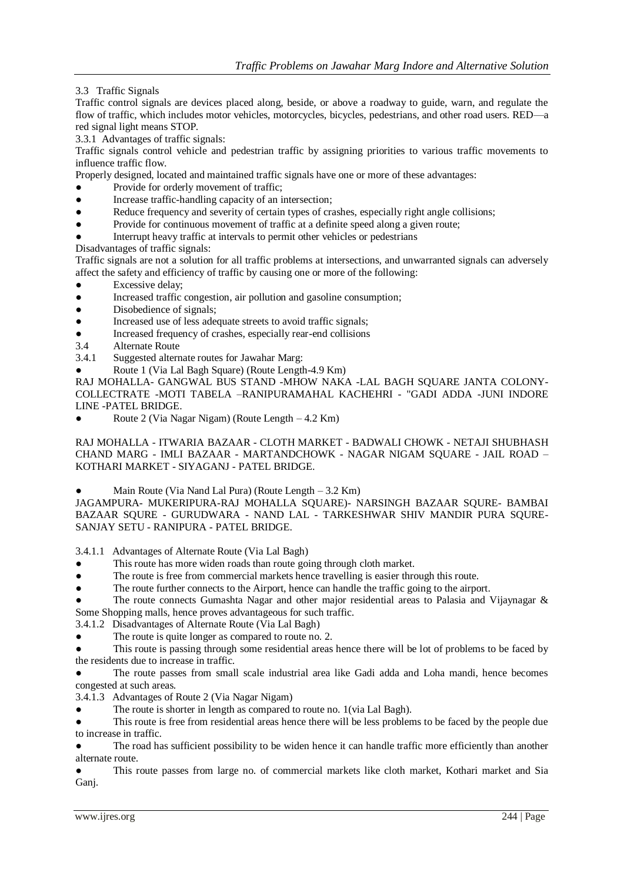### 3.3 Traffic Signals

Traffic control signals are devices placed along, beside, or above a roadway to guide, warn, and regulate the flow of traffic, which includes motor vehicles, motorcycles, bicycles, pedestrians, and other road users. RED—a red signal light means STOP.

#### 3.3.1 Advantages of traffic signals:

Traffic signals control vehicle and pedestrian traffic by assigning priorities to various traffic movements to influence traffic flow.

Properly designed, located and maintained traffic signals have one or more of these advantages:

- Provide for orderly movement of traffic;
- Increase traffic-handling capacity of an intersection;
- Reduce frequency and severity of certain types of crashes, especially right angle collisions;
- Provide for continuous movement of traffic at a definite speed along a given route;
- Interrupt heavy traffic at intervals to permit other vehicles or pedestrians

Disadvantages of traffic signals:

Traffic signals are not a solution for all traffic problems at intersections, and unwarranted signals can adversely affect the safety and efficiency of traffic by causing one or more of the following:

- Excessive delay;
- Increased traffic congestion, air pollution and gasoline consumption;
- Disobedience of signals;
- Increased use of less adequate streets to avoid traffic signals;
- Increased frequency of crashes, especially rear-end collisions

### 3.4 Alternate Route

#### 3.4.1 Suggested alternate routes for Jawahar Marg:

- Route 1 (Via Lal Bagh Square) (Route Length-4.9 Km)

RAJ MOHALLA- GANGWAL BUS STAND -MHOW NAKA -LAL BAGH SQUARE JANTA COLONY-COLLECTRATE -MOTI TABELA –RANIPURAMAHAL KACHEHRI - "GADI ADDA -JUNI INDORE LINE -PATEL BRIDGE.

- Route 2 (Via Nagar Nigam) (Route Length – 4.2 Km)

RAJ MOHALLA - ITWARIA BAZAAR - CLOTH MARKET - BADWALI CHOWK - NETAJI SHUBHASH CHAND MARG - IMLI BAZAAR - MARTANDCHOWK - NAGAR NIGAM SQUARE - JAIL ROAD – KOTHARI MARKET - SIYAGANJ - PATEL BRIDGE.

- Main Route (Via Nand Lal Pura) (Route Length – 3.2 Km)

JAGAMPURA- MUKERIPURA-RAJ MOHALLA SQUARE)- NARSINGH BAZAAR SQURE- BAMBAI BAZAAR SQURE - GURUDWARA - NAND LAL - TARKESHWAR SHIV MANDIR PURA SQURE-SANJAY SETU - RANIPURA - PATEL BRIDGE.

##### 3.4.1.1 Advantages of Alternate Route (Via Lal Bagh)

- This route has more widen roads than route going through cloth market.
- The route is free from commercial markets hence travelling is easier through this route.
- The route further connects to the Airport, hence can handle the traffic going to the airport.
- The route connects Gumashta Nagar and other major residential areas to Palasia and Vijaynagar & Some Shopping malls, hence proves advantageous for such traffic.

##### 3.4.1.2 Disadvantages of Alternate Route (Via Lal Bagh)

- The route is quite longer as compared to route no. 2.
- This route is passing through some residential areas hence there will be lot of problems to be faced by the residents due to increase in traffic.
- The route passes from small scale industrial area like Gadi adda and Loha mandi, hence becomes congested at such areas.

##### 3.4.1.3 Advantages of Route 2 (Via Nagar Nigam)

- The route is shorter in length as compared to route no. 1(via Lal Bagh).
- This route is free from residential areas hence there will be less problems to be faced by the people due to increase in traffic.
- The road has sufficient possibility to be widen hence it can handle traffic more efficiently than another alternate route.
- This route passes from large no. of commercial markets like cloth market, Kothari market and Sia Ganj.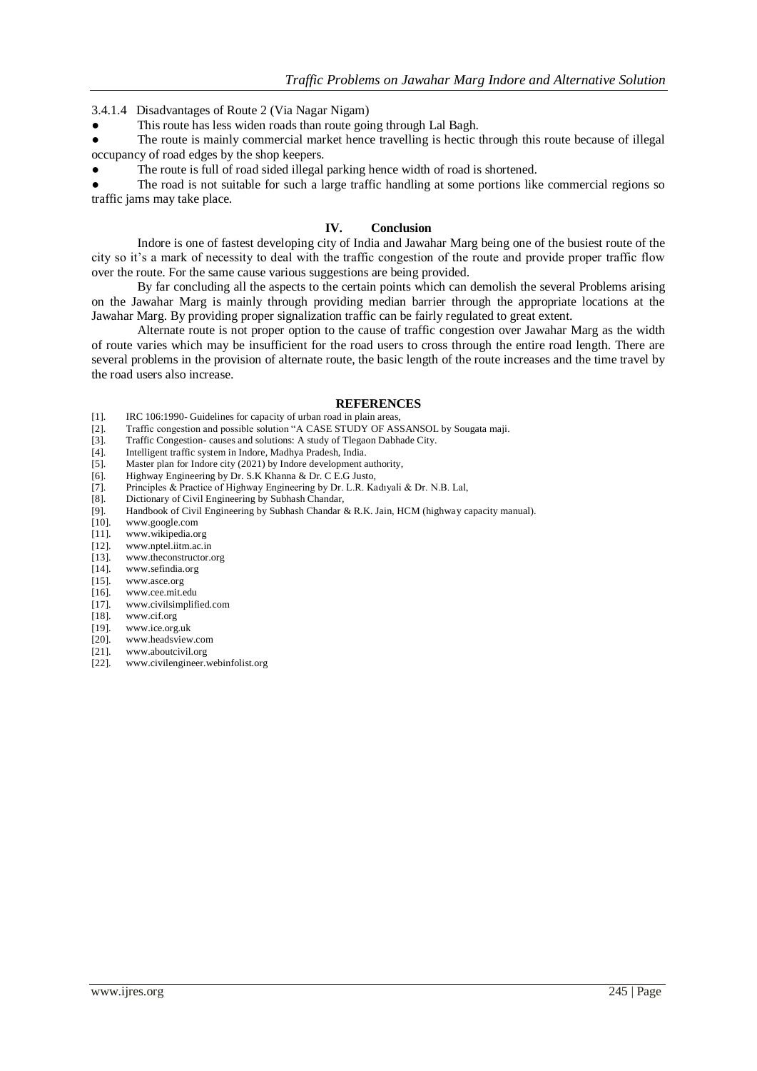3.4.1.4 Disadvantages of Route 2 (Via Nagar Nigam)

- This route has less widen roads than route going through Lal Bagh.
- The route is mainly commercial market hence travelling is hectic through this route because of illegal occupancy of road edges by the shop keepers.
- The route is full of road sided illegal parking hence width of road is shortened.
- The road is not suitable for such a large traffic handling at some portions like commercial regions so traffic jams may take place.

## IV. Conclusion

Indore is one of fastest developing city of India and Jawahar Marg being one of the busiest route of the city so it's a mark of necessity to deal with the traffic congestion of the route and provide proper traffic flow over the route. For the same cause various suggestions are being provided.

By far concluding all the aspects to the certain points which can demolish the several Problems arising on the Jawahar Marg is mainly through providing median barrier through the appropriate locations at the Jawahar Marg. By providing proper signalization traffic can be fairly regulated to great extent.

Alternate route is not proper option to the cause of traffic congestion over Jawahar Marg as the width of route varies which may be insufficient for the road users to cross through the entire road length. There are several problems in the provision of alternate route, the basic length of the route increases and the time travel by the road users also increase.

## REFERENCES

[1]. IRC 106:1990- Guidelines for capacity of urban road in plain areas,
[2]. Traffic congestion and possible solution "A CASE STUDY OF ASSANSOL by Sougata maji.
[3]. Traffic Congestion- causes and solutions: A study of Tlegaon Dabhade City.
[4]. Intelligent traffic system in Indore, Madhya Pradesh, India.
[5]. Master plan for Indore city (2021) by Indore development authority,
[6]. Highway Engineering by Dr. S.K Khanna & Dr. C E.G Justo,
[7]. Principles & Practice of Highway Engineering by Dr. L.R. Kadıyali & Dr. N.B. Lal,
[8]. Dictionary of Civil Engineering by Subhash Chandar,
[9]. Handbook of Civil Engineering by Subhash Chandar & R.K. Jain, HCM (highway capacity manual).
[10]. www.google.com
[11]. www.wikipedia.org
[12]. www.nptel.iitm.ac.in
[13]. www.theconstructor.org
[14]. www.sefindia.org
[15]. www.asce.org
[16]. www.cee.mit.edu
[17]. www.civilsimplified.com
[18]. www.cif.org
[19]. www.ice.org.uk
[20]. www.headsview.com
[21]. www.aboutcivil.org
[22]. www.civilengineer.webinfolist.org